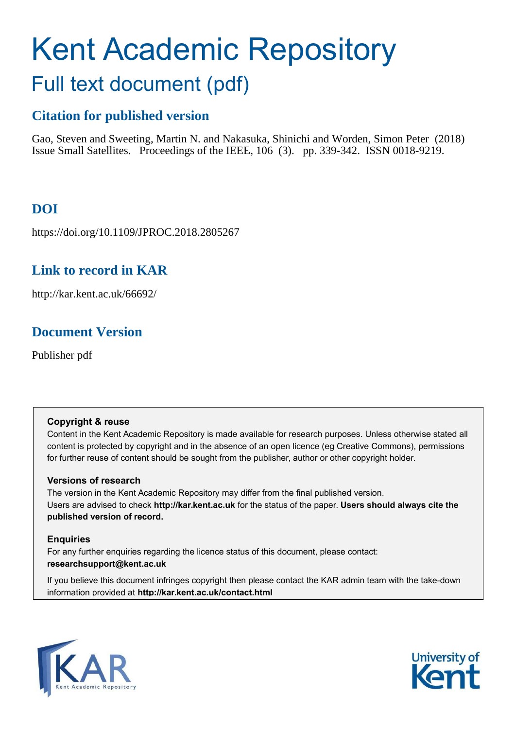# Kent Academic Repository

## Full text document (pdf)

### Citation for published version

Gao, Steven and Sweeting, Martin N. and Nakasuka, Shinichi and Worden, Simon Peter (2018) Issue Small Satellites. Proceedings of the IEEE, 106 (3). pp. 339-342. ISSN 0018-9219.

### DOI

https://doi.org/10.1109/JPROC.2018.2805267

### Link to record in KAR

http://kar.kent.ac.uk/66692/

### Document Version

Publisher pdf

**Copyright & reuse**

Content in the Kent Academic Repository is made available for research purposes. Unless otherwise stated all content is protected by copyright and in the absence of an open licence (eg Creative Commons), permissions for further reuse of content should be sought from the publisher, author or other copyright holder.

**Versions of research**

The version in the Kent Academic Repository may differ from the final published version. Users are advised to check **http://kar.kent.ac.uk** for the status of the paper. **Users should always cite the published version of record.**

**Enquiries**

For any further enquiries regarding the licence status of this document, please contact: **researchsupport@kent.ac.uk**

If you believe this document infringes copyright then please contact the KAR admin team with the take-down information provided at **http://kar.kent.ac.uk/contact.html**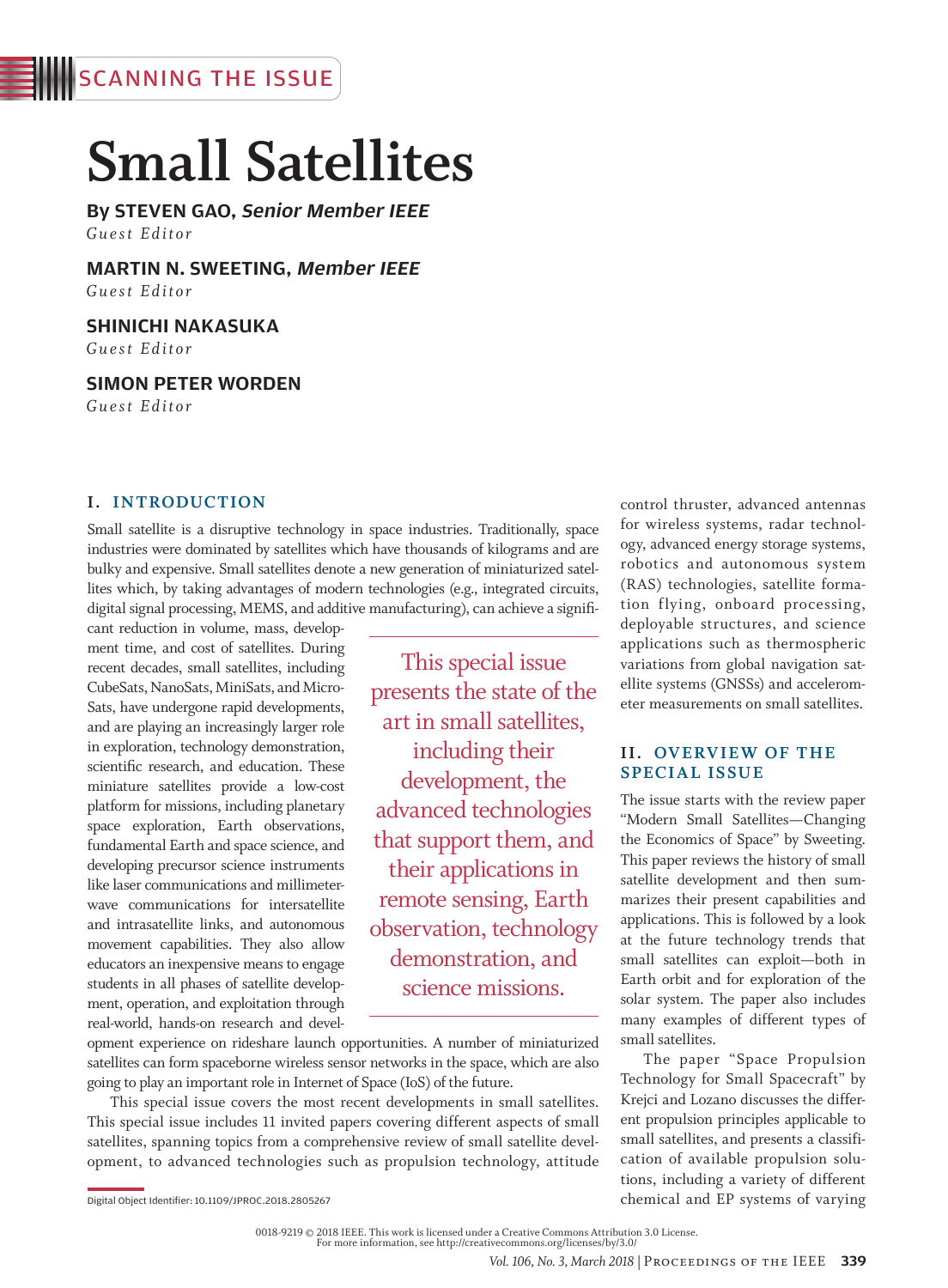SCANNING THE ISSUE

# Small Satellites

**By STEVEN GAO,** ***Senior Member IEEE***
*Guest Editor*

**MARTIN N. SWEETING,** ***Member IEEE***
*Guest Editor*

**SHINICHI NAKASUKA**
*Guest Editor*

**SIMON PETER WORDEN**
*Guest Editor*

## I. INTRODUCTION

Small satellite is a disruptive technology in space industries. Traditionally, space industries were dominated by satellites which have thousands of kilograms and are bulky and expensive. Small satellites denote a new generation of miniaturized satellites which, by taking advantages of modern technologies (e.g., integrated circuits, digital signal processing, MEMS, and additive manufacturing), can achieve a significant reduction in volume, mass, development time, and cost of satellites. During recent decades, small satellites, including CubeSats, NanoSats, MiniSats, and MicroSats, have undergone rapid developments, and are playing an increasingly larger role in exploration, technology demonstration, scientific research, and education. These miniature satellites provide a low-cost platform for missions, including planetary space exploration, Earth observations, fundamental Earth and space science, and developing precursor science instruments like laser communications and millimeter-wave communications for intersatellite and intrasatellite links, and autonomous movement capabilities. They also allow educators an inexpensive means to engage students in all phases of satellite development, operation, and exploitation through real-world, hands-on research and development experience on rideshare launch opportunities. A number of miniaturized satellites can form spaceborne wireless sensor networks in the space, which are also going to play an important role in Internet of Space (IoS) of the future.

> This special issue presents the state of the art in small satellites, including their development, the advanced technologies that support them, and their applications in remote sensing, Earth observation, technology demonstration, and science missions.

This special issue covers the most recent developments in small satellites. This special issue includes 11 invited papers covering different aspects of small satellites, spanning topics from a comprehensive review of small satellite development, to advanced technologies such as propulsion technology, attitude control thruster, advanced antennas for wireless systems, radar technology, advanced energy storage systems, robotics and autonomous system (RAS) technologies, satellite formation flying, onboard processing, deployable structures, and science applications such as thermospheric variations from global navigation satellite systems (GNSSs) and accelerometer measurements on small satellites.

## II. OVERVIEW OF THE SPECIAL ISSUE

The issue starts with the review paper "Modern Small Satellites—Changing the Economics of Space" by Sweeting. This paper reviews the history of small satellite development and then summarizes their present capabilities and applications. This is followed by a look at the future technology trends that small satellites can exploit—both in Earth orbit and for exploration of the solar system. The paper also includes many examples of different types of small satellites.

The paper "Space Propulsion Technology for Small Spacecraft" by Krejci and Lozano discusses the different propulsion principles applicable to small satellites, and presents a classification of available propulsion solutions, including a variety of different chemical and EP systems of varying

Digital Object Identifier: 10.1109/JPROC.2018.2805267

0018-9219 © 2018 IEEE. This work is licensed under a Creative Commons Attribution 3.0 License.
For more information, see http://creativecommons.org/licenses/by/3.0/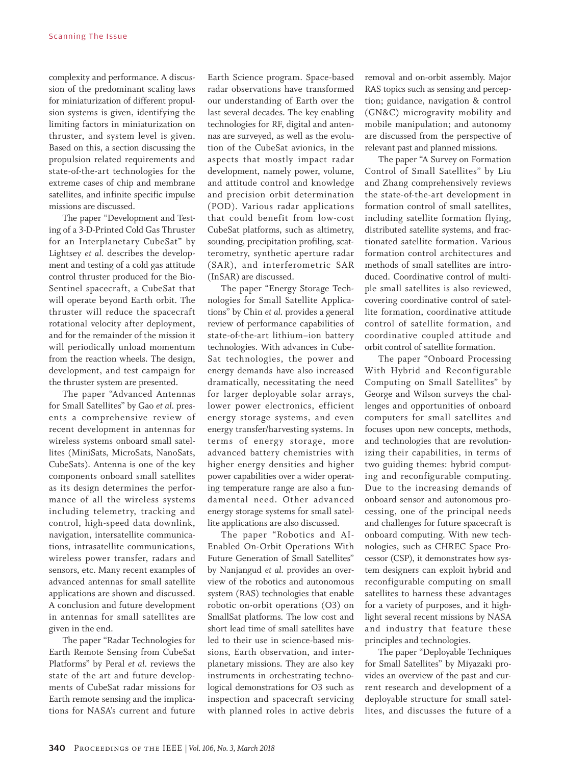complexity and performance. A discussion of the predominant scaling laws for miniaturization of different propulsion systems is given, identifying the limiting factors in miniaturization on thruster, and system level is given. Based on this, a section discussing the propulsion related requirements and state-of-the-art technologies for the extreme cases of chip and membrane satellites, and infinite specific impulse missions are discussed.

The paper "Development and Testing of a 3-D-Printed Cold Gas Thruster for an Interplanetary CubeSat" by Lightsey *et al.* describes the development and testing of a cold gas attitude control thruster produced for the BioSentinel spacecraft, a CubeSat that will operate beyond Earth orbit. The thruster will reduce the spacecraft rotational velocity after deployment, and for the remainder of the mission it will periodically unload momentum from the reaction wheels. The design, development, and test campaign for the thruster system are presented.

The paper "Advanced Antennas for Small Satellites" by Gao *et al.* presents a comprehensive review of recent development in antennas for wireless systems onboard small satellites (MiniSats, MicroSats, NanoSats, CubeSats). Antenna is one of the key components onboard small satellites as its design determines the performance of all the wireless systems including telemetry, tracking and control, high-speed data downlink, navigation, intersatellite communications, intrasatellite communications, wireless power transfer, radars and sensors, etc. Many recent examples of advanced antennas for small satellite applications are shown and discussed. A conclusion and future development in antennas for small satellites are given in the end.

The paper "Radar Technologies for Earth Remote Sensing from CubeSat Platforms" by Peral *et al.* reviews the state of the art and future developments of CubeSat radar missions for Earth remote sensing and the implications for NASA's current and future Earth Science program. Space-based radar observations have transformed our understanding of Earth over the last several decades. The key enabling technologies for RF, digital and antennas are surveyed, as well as the evolution of the CubeSat avionics, in the aspects that mostly impact radar development, namely power, volume, and attitude control and knowledge and precision orbit determination (POD). Various radar applications that could benefit from low-cost CubeSat platforms, such as altimetry, sounding, precipitation profiling, scatterometry, synthetic aperture radar (SAR), and interferometric SAR (InSAR) are discussed.

The paper "Energy Storage Technologies for Small Satellite Applications" by Chin *et al.* provides a general review of performance capabilities of state-of-the-art lithium–ion battery technologies. With advances in CubeSat technologies, the power and energy demands have also increased dramatically, necessitating the need for larger deployable solar arrays, lower power electronics, efficient energy storage systems, and even energy transfer/harvesting systems. In terms of energy storage, more advanced battery chemistries with higher energy densities and higher power capabilities over a wider operating temperature range are also a fundamental need. Other advanced energy storage systems for small satellite applications are also discussed.

The paper "Robotics and AI-Enabled On-Orbit Operations With Future Generation of Small Satellites" by Nanjangud *et al.* provides an overview of the robotics and autonomous system (RAS) technologies that enable robotic on-orbit operations (O3) on SmallSat platforms. The low cost and short lead time of small satellites have led to their use in science-based missions, Earth observation, and interplanetary missions. They are also key instruments in orchestrating technological demonstrations for O3 such as inspection and spacecraft servicing with planned roles in active debris removal and on-orbit assembly. Major RAS topics such as sensing and perception; guidance, navigation & control (GN&C) microgravity mobility and mobile manipulation; and autonomy are discussed from the perspective of relevant past and planned missions.

The paper "A Survey on Formation Control of Small Satellites" by Liu and Zhang comprehensively reviews the state-of-the-art development in formation control of small satellites, including satellite formation flying, distributed satellite systems, and fractionated satellite formation. Various formation control architectures and methods of small satellites are introduced. Coordinative control of multiple small satellites is also reviewed, covering coordinative control of satellite formation, coordinative attitude control of satellite formation, and coordinative coupled attitude and orbit control of satellite formation.

The paper "Onboard Processing With Hybrid and Reconfigurable Computing on Small Satellites" by George and Wilson surveys the challenges and opportunities of onboard computers for small satellites and focuses upon new concepts, methods, and technologies that are revolutionizing their capabilities, in terms of two guiding themes: hybrid computing and reconfigurable computing. Due to the increasing demands of onboard sensor and autonomous processing, one of the principal needs and challenges for future spacecraft is onboard computing. With new technologies, such as CHREC Space Processor (CSP), it demonstrates how system designers can exploit hybrid and reconfigurable computing on small satellites to harness these advantages for a variety of purposes, and it highlight several recent missions by NASA and industry that feature these principles and technologies.

The paper "Deployable Techniques for Small Satellites" by Miyazaki provides an overview of the past and current research and development of a deployable structure for small satellites, and discusses the future of a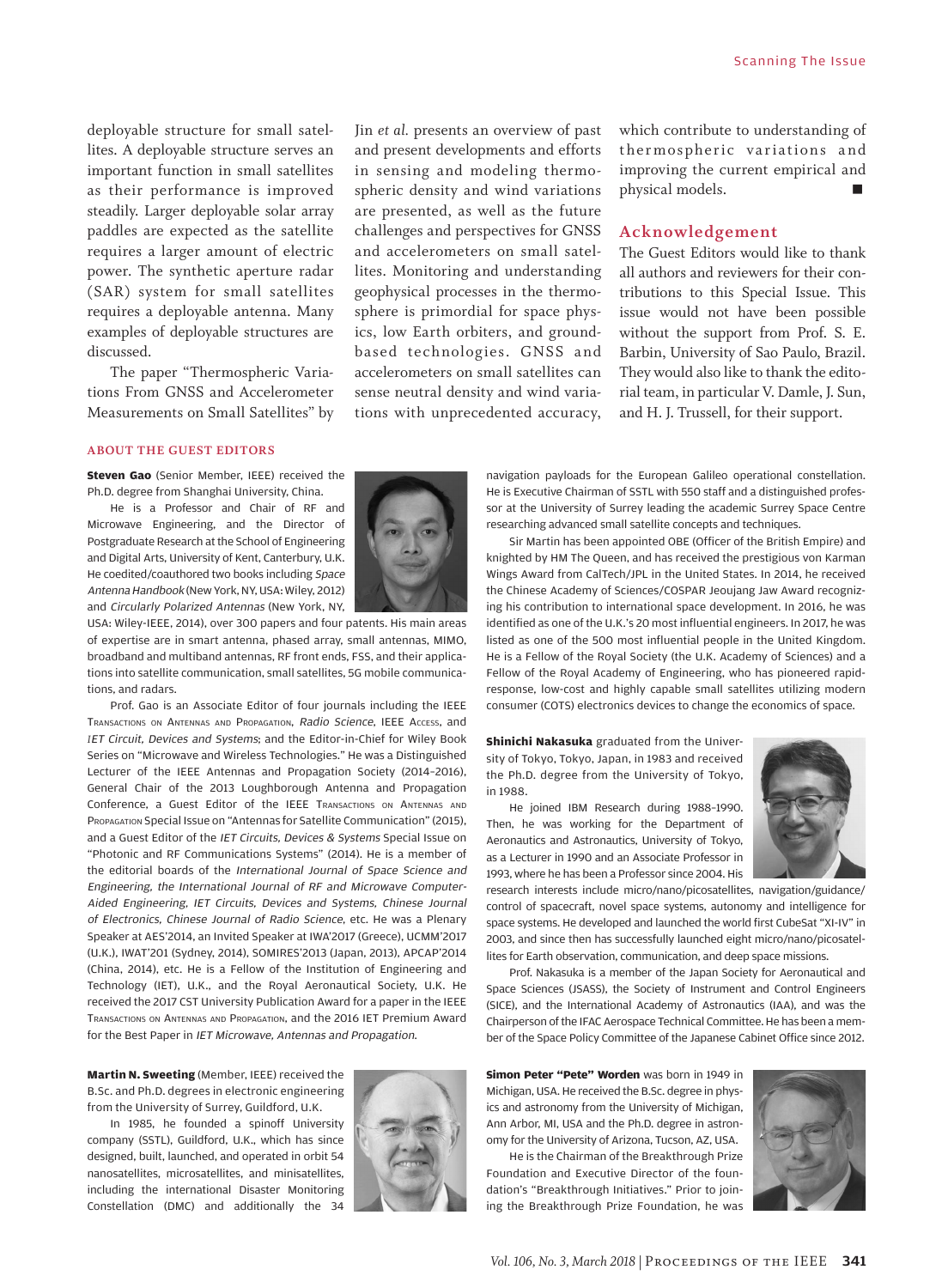deployable structure for small satellites. A deployable structure serves an important function in small satellites as their performance is improved steadily. Larger deployable solar array paddles are expected as the satellite requires a larger amount of electric power. The synthetic aperture radar (SAR) system for small satellites requires a deployable antenna. Many examples of deployable structures are discussed.

The paper "Thermospheric Variations From GNSS and Accelerometer Measurements on Small Satellites" by Jin *et al.* presents an overview of past and present developments and efforts in sensing and modeling thermospheric density and wind variations are presented, as well as the future challenges and perspectives for GNSS and accelerometers on small satellites. Monitoring and understanding geophysical processes in the thermosphere is primordial for space physics, low Earth orbiters, and ground-based technologies. GNSS and accelerometers on small satellites can sense neutral density and wind variations with unprecedented accuracy, which contribute to understanding of thermospheric variations and improving the current empirical and physical models. ■

## Acknowledgement

The Guest Editors would like to thank all authors and reviewers for their contributions to this Special Issue. This issue would not have been possible without the support from Prof. S. E. Barbin, University of Sao Paulo, Brazil. They would also like to thank the editorial team, in particular V. Damle, J. Sun, and H. J. Trussell, for their support.

## ABOUT THE GUEST EDITORS

**Steven Gao** (Senior Member, IEEE) received the Ph.D. degree from Shanghai University, China.

He is a Professor and Chair of RF and Microwave Engineering, and the Director of Postgraduate Research at the School of Engineering and Digital Arts, University of Kent, Canterbury, U.K. He coedited/coauthored two books including *Space Antenna Handbook* (New York, NY, USA: Wiley, 2012) and *Circularly Polarized Antennas* (New York, NY, USA: Wiley-IEEE, 2014), over 300 papers and four patents. His main areas of expertise are in smart antenna, phased array, small antennas, MIMO, broadband and multiband antennas, RF front ends, FSS, and their applications into satellite communication, small satellites, 5G mobile communications, and radars.

Prof. Gao is an Associate Editor of four journals including the IEEE Transactions on Antennas and Propagation, *Radio Science*, IEEE Access, and *IET Circuit, Devices and Systems*; and the Editor-in-Chief for Wiley Book Series on "Microwave and Wireless Technologies." He was a Distinguished Lecturer of the IEEE Antennas and Propagation Society (2014–2016), General Chair of the 2013 Loughborough Antenna and Propagation Conference, a Guest Editor of the IEEE Transactions on Antennas and Propagation Special Issue on "Antennas for Satellite Communication" (2015), and a Guest Editor of the *IET Circuits, Devices & Systems* Special Issue on "Photonic and RF Communications Systems" (2014). He is a member of the editorial boards of the *International Journal of Space Science and Engineering, the International Journal of RF and Microwave Computer-Aided Engineering, IET Circuits, Devices and Systems, Chinese Journal of Electronics, Chinese Journal of Radio Science*, etc. He was a Plenary Speaker at AES'2014, an Invited Speaker at IWA'2017 (Greece), UCMM'2017 (U.K.), IWAT'201 (Sydney, 2014), SOMIRES'2013 (Japan, 2013), APCAP'2014 (China, 2014), etc. He is a Fellow of the Institution of Engineering and Technology (IET), U.K., and the Royal Aeronautical Society, U.K. He received the 2017 CST University Publication Award for a paper in the IEEE Transactions on Antennas and Propagation, and the 2016 IET Premium Award for the Best Paper in *IET Microwave, Antennas and Propagation*.

**Martin N. Sweeting** (Member, IEEE) received the B.Sc. and Ph.D. degrees in electronic engineering from the University of Surrey, Guildford, U.K.

In 1985, he founded a spinoff University company (SSTL), Guildford, U.K., which has since designed, built, launched, and operated in orbit 54 nanosatellites, microsatellites, and minisatellites, including the international Disaster Monitoring Constellation (DMC) and additionally the 34 navigation payloads for the European Galileo operational constellation. He is Executive Chairman of SSTL with 550 staff and a distinguished professor at the University of Surrey leading the academic Surrey Space Centre researching advanced small satellite concepts and techniques.

Sir Martin has been appointed OBE (Officer of the British Empire) and knighted by HM The Queen, and has received the prestigious von Karman Wings Award from CalTech/JPL in the United States. In 2014, he received the Chinese Academy of Sciences/COSPAR Jeoujang Jaw Award recognizing his contribution to international space development. In 2016, he was identified as one of the U.K.'s 20 most influential engineers. In 2017, he was listed as one of the 500 most influential people in the United Kingdom. He is a Fellow of the Royal Society (the U.K. Academy of Sciences) and a Fellow of the Royal Academy of Engineering, who has pioneered rapid-response, low-cost and highly capable small satellites utilizing modern consumer (COTS) electronics devices to change the economics of space.

**Shinichi Nakasuka** graduated from the University of Tokyo, Tokyo, Japan, in 1983 and received the Ph.D. degree from the University of Tokyo, in 1988.

He joined IBM Research during 1988–1990. Then, he was working for the Department of Aeronautics and Astronautics, University of Tokyo, as a Lecturer in 1990 and an Associate Professor in 1993, where he has been a Professor since 2004. His research interests include micro/nano/picosatellites, navigation/guidance/control of spacecraft, novel space systems, autonomy and intelligence for space systems. He developed and launched the world first CubeSat "XI-IV" in 2003, and since then has successfully launched eight micro/nano/picosatellites for Earth observation, communication, and deep space missions.

Prof. Nakasuka is a member of the Japan Society for Aeronautical and Space Sciences (JSASS), the Society of Instrument and Control Engineers (SICE), and the International Academy of Astronautics (IAA), and was the Chairperson of the IFAC Aerospace Technical Committee. He has been a member of the Space Policy Committee of the Japanese Cabinet Office since 2012.

**Simon Peter "Pete" Worden** was born in 1949 in Michigan, USA. He received the B.Sc. degree in physics and astronomy from the University of Michigan, Ann Arbor, MI, USA and the Ph.D. degree in astronomy for the University of Arizona, Tucson, AZ, USA.

He is the Chairman of the Breakthrough Prize Foundation and Executive Director of the foundation's "Breakthrough Initiatives." Prior to joining the Breakthrough Prize Foundation, he was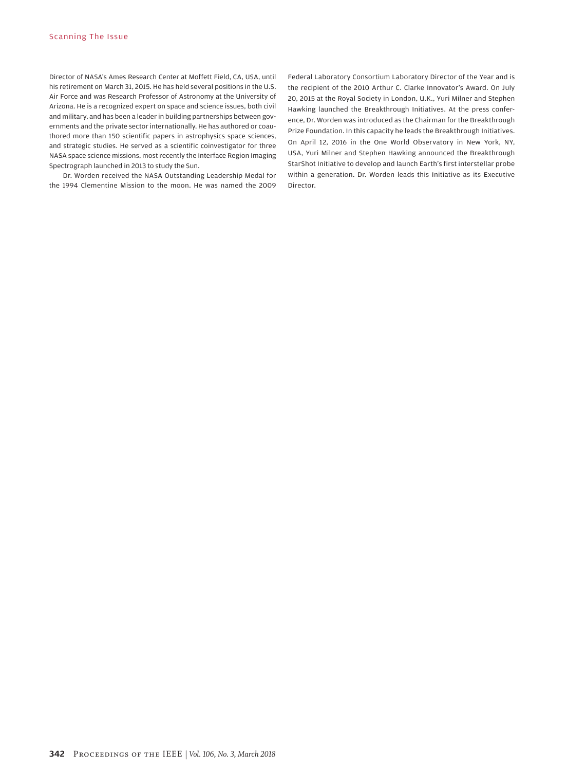Director of NASA's Ames Research Center at Moffett Field, CA, USA, until his retirement on March 31, 2015. He has held several positions in the U.S. Air Force and was Research Professor of Astronomy at the University of Arizona. He is a recognized expert on space and science issues, both civil and military, and has been a leader in building partnerships between governments and the private sector internationally. He has authored or coauthored more than 150 scientific papers in astrophysics space sciences, and strategic studies. He served as a scientific coinvestigator for three NASA space science missions, most recently the Interface Region Imaging Spectrograph launched in 2013 to study the Sun.

Dr. Worden received the NASA Outstanding Leadership Medal for the 1994 Clementine Mission to the moon. He was named the 2009 Federal Laboratory Consortium Laboratory Director of the Year and is the recipient of the 2010 Arthur C. Clarke Innovator's Award. On July 20, 2015 at the Royal Society in London, U.K., Yuri Milner and Stephen Hawking launched the Breakthrough Initiatives. At the press conference, Dr. Worden was introduced as the Chairman for the Breakthrough Prize Foundation. In this capacity he leads the Breakthrough Initiatives. On April 12, 2016 in the One World Observatory in New York, NY, USA, Yuri Milner and Stephen Hawking announced the Breakthrough StarShot Initiative to develop and launch Earth's first interstellar probe within a generation. Dr. Worden leads this Initiative as its Executive Director.